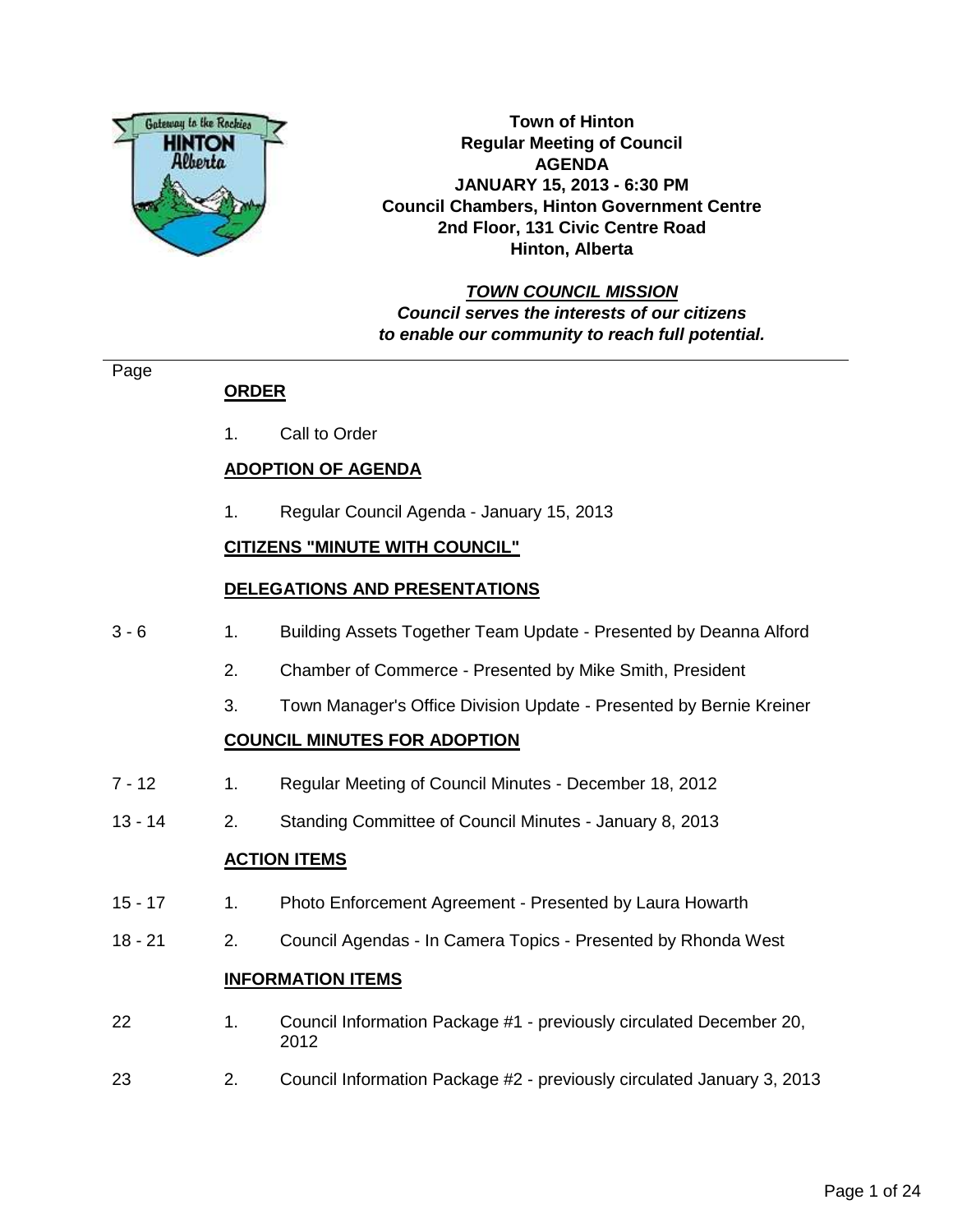# Town of Hinton
## Regular Meeting of Council
## AGENDA

**JANUARY 15, 2013 - 6:30 PM**
**Council Chambers, Hinton Government Centre**
**2nd Floor, 131 Civic Centre Road**
**Hinton, Alberta**

***TOWN COUNCIL MISSION***
***Council serves the interests of our citizens to enable our community to reach full potential.***

---

| Page | | |
|---|---|---|
| | **ORDER** | |
| | 1. | Call to Order |
| | **ADOPTION OF AGENDA** | |
| | 1. | Regular Council Agenda - January 15, 2013 |
| | **CITIZENS "MINUTE WITH COUNCIL"** | |
| | **DELEGATIONS AND PRESENTATIONS** | |
| 3 - 6 | 1. | Building Assets Together Team Update - Presented by Deanna Alford |
| | 2. | Chamber of Commerce - Presented by Mike Smith, President |
| | 3. | Town Manager's Office Division Update - Presented by Bernie Kreiner |
| | **COUNCIL MINUTES FOR ADOPTION** | |
| 7 - 12 | 1. | Regular Meeting of Council Minutes - December 18, 2012 |
| 13 - 14 | 2. | Standing Committee of Council Minutes - January 8, 2013 |
| | **ACTION ITEMS** | |
| 15 - 17 | 1. | Photo Enforcement Agreement - Presented by Laura Howarth |
| 18 - 21 | 2. | Council Agendas - In Camera Topics - Presented by Rhonda West |
| | **INFORMATION ITEMS** | |
| 22 | 1. | Council Information Package #1 - previously circulated December 20, 2012 |
| 23 | 2. | Council Information Package #2 - previously circulated January 3, 2013 |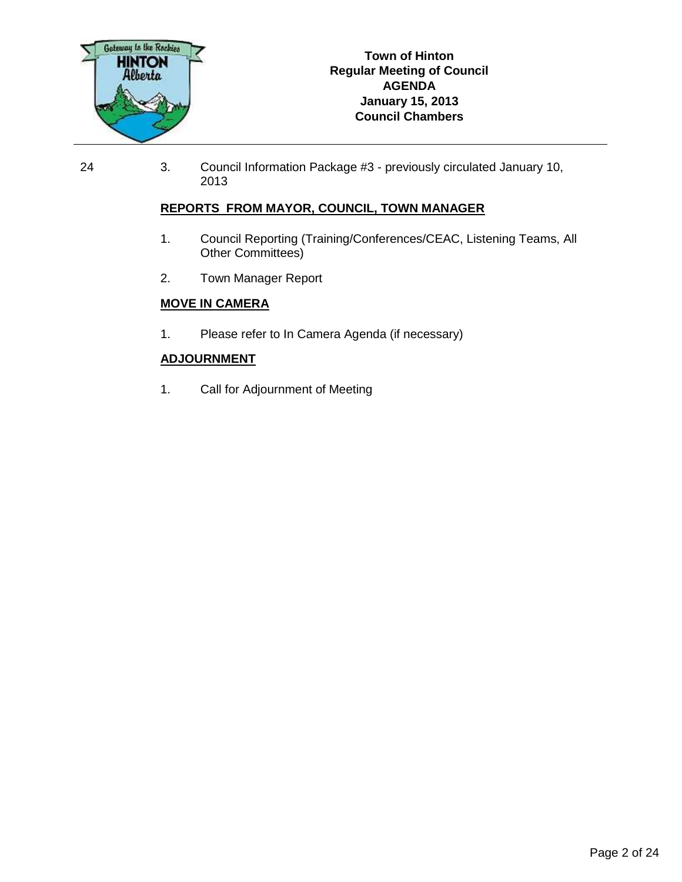**Town of Hinton**
**Regular Meeting of Council**
**AGENDA**
**January 15, 2013**
**Council Chambers**

---

24 3. Council Information Package #3 - previously circulated January 10, 2013

## REPORTS FROM MAYOR, COUNCIL, TOWN MANAGER

1. Council Reporting (Training/Conferences/CEAC, Listening Teams, All Other Committees)
2. Town Manager Report

## MOVE IN CAMERA

1. Please refer to In Camera Agenda (if necessary)

## ADJOURNMENT

1. Call for Adjournment of Meeting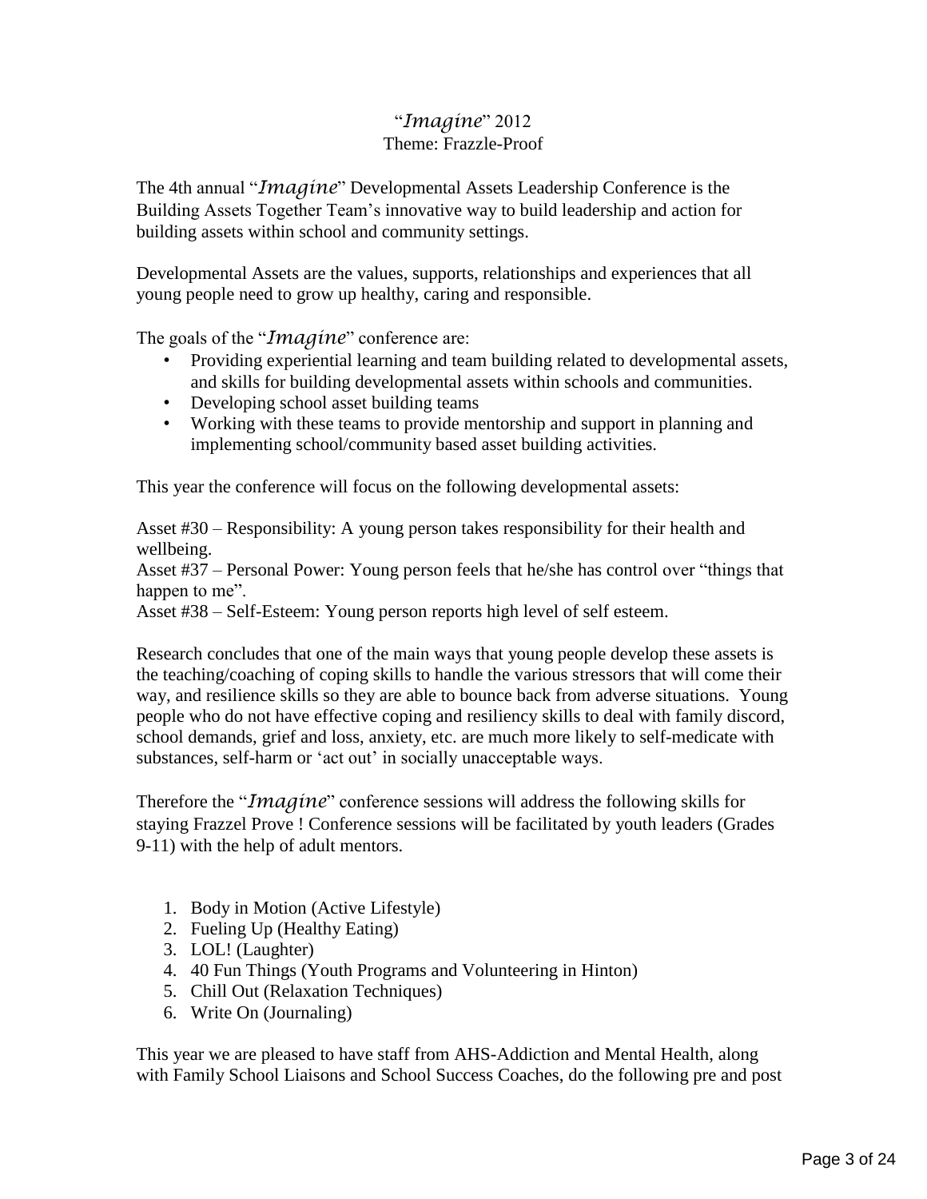# “*Imagine*” 2012

## Theme: Frazzle-Proof

The 4th annual “*Imagine*” Developmental Assets Leadership Conference is the Building Assets Together Team’s innovative way to build leadership and action for building assets within school and community settings.

Developmental Assets are the values, supports, relationships and experiences that all young people need to grow up healthy, caring and responsible.

The goals of the “*Imagine*” conference are:

- Providing experiential learning and team building related to developmental assets, and skills for building developmental assets within schools and communities.
- Developing school asset building teams
- Working with these teams to provide mentorship and support in planning and implementing school/community based asset building activities.

This year the conference will focus on the following developmental assets:

Asset #30 – Responsibility: A young person takes responsibility for their health and wellbeing.
Asset #37 – Personal Power: Young person feels that he/she has control over “things that happen to me”.
Asset #38 – Self-Esteem: Young person reports high level of self esteem.

Research concludes that one of the main ways that young people develop these assets is the teaching/coaching of coping skills to handle the various stressors that will come their way, and resilience skills so they are able to bounce back from adverse situations. Young people who do not have effective coping and resiliency skills to deal with family discord, school demands, grief and loss, anxiety, etc. are much more likely to self-medicate with substances, self-harm or ‘act out’ in socially unacceptable ways.

Therefore the “*Imagine*” conference sessions will address the following skills for staying Frazzel Prove ! Conference sessions will be facilitated by youth leaders (Grades 9-11) with the help of adult mentors.

1. Body in Motion (Active Lifestyle)
2. Fueling Up (Healthy Eating)
3. LOL! (Laughter)
4. 40 Fun Things (Youth Programs and Volunteering in Hinton)
5. Chill Out (Relaxation Techniques)
6. Write On (Journaling)

This year we are pleased to have staff from AHS-Addiction and Mental Health, along with Family School Liaisons and School Success Coaches, do the following pre and post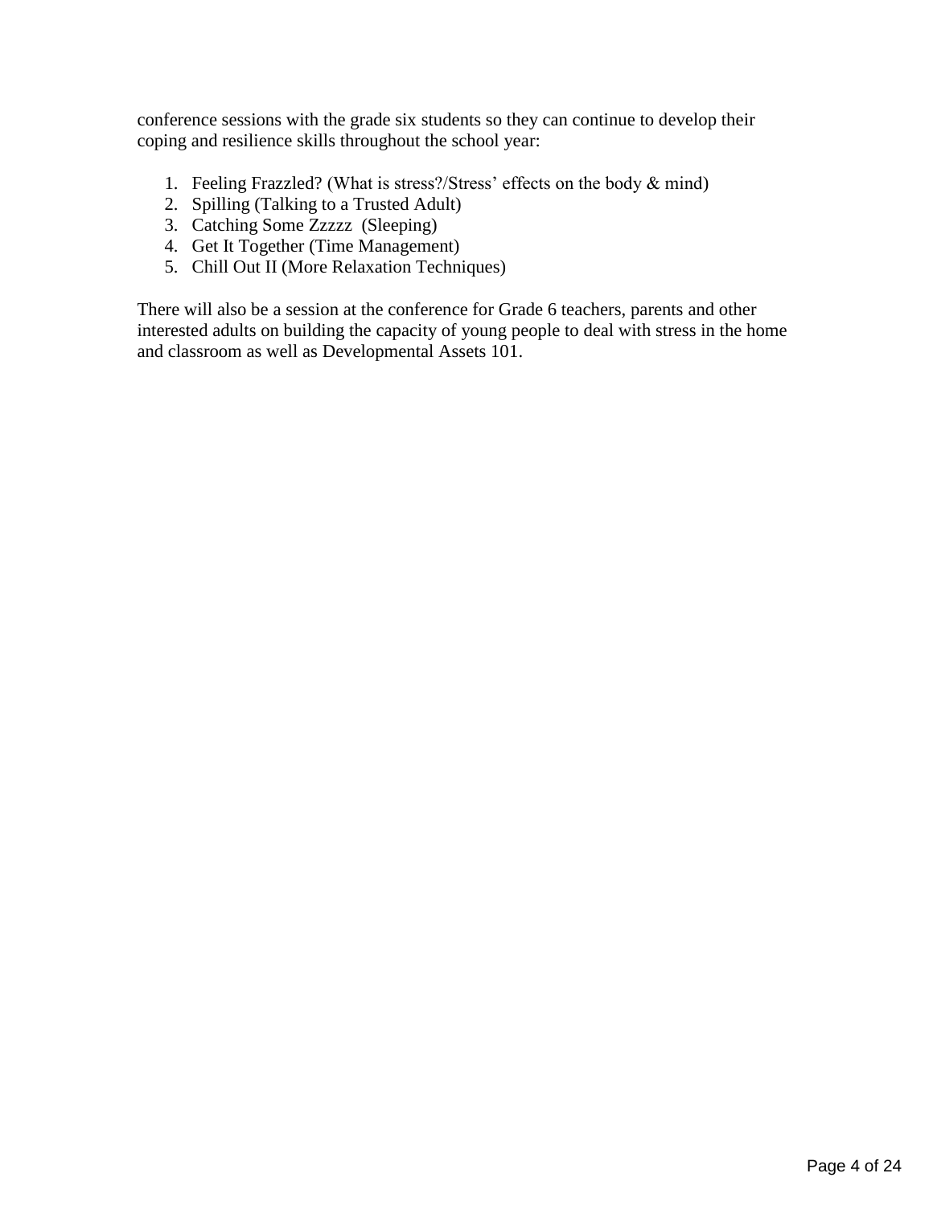conference sessions with the grade six students so they can continue to develop their coping and resilience skills throughout the school year:

1. Feeling Frazzled? (What is stress?/Stress' effects on the body & mind)
2. Spilling (Talking to a Trusted Adult)
3. Catching Some Zzzzz  (Sleeping)
4. Get It Together (Time Management)
5. Chill Out II (More Relaxation Techniques)

There will also be a session at the conference for Grade 6 teachers, parents and other interested adults on building the capacity of young people to deal with stress in the home and classroom as well as Developmental Assets 101.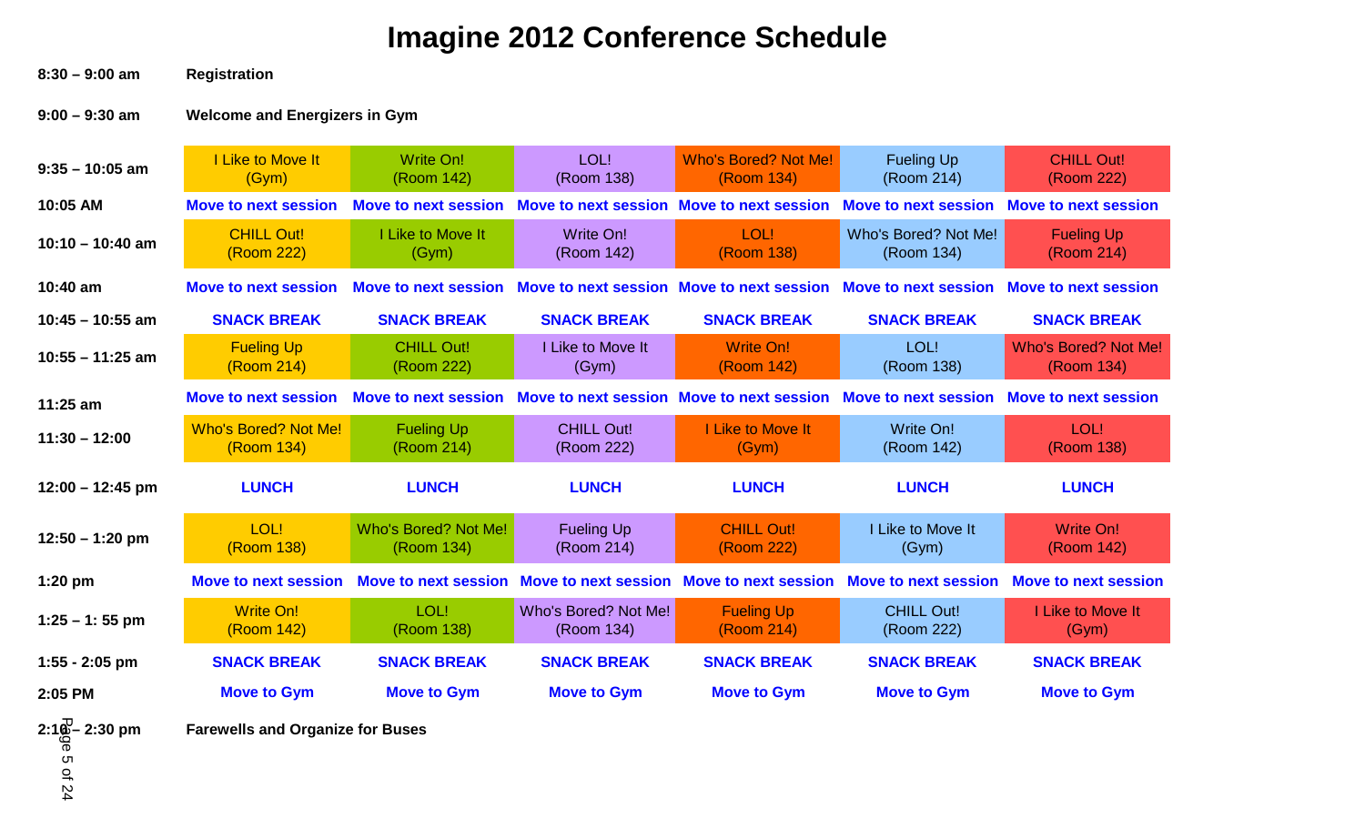# Imagine 2012 Conference Schedule

| | | | | | | |
|---|---|---|---|---|---|---|
| **8:30 – 9:00 am** | **Registration** | | | | | |
| **9:00 – 9:30 am** | **Welcome and Energizers in Gym** | | | | | |
| **9:35 – 10:05 am** | I Like to Move It (Gym) | Write On! (Room 142) | LOL! (Room 138) | Who's Bored? Not Me! (Room 134) | Fueling Up (Room 214) | CHILL Out! (Room 222) |
| **10:05 AM** | **Move to next session** | **Move to next session** | **Move to next session** | **Move to next session** | **Move to next session** | **Move to next session** |
| **10:10 – 10:40 am** | CHILL Out! (Room 222) | I Like to Move It (Gym) | Write On! (Room 142) | LOL! (Room 138) | Who's Bored? Not Me! (Room 134) | Fueling Up (Room 214) |
| **10:40 am** | **Move to next session** | **Move to next session** | **Move to next session** | **Move to next session** | **Move to next session** | **Move to next session** |
| **10:45 – 10:55 am** | **SNACK BREAK** | **SNACK BREAK** | **SNACK BREAK** | **SNACK BREAK** | **SNACK BREAK** | **SNACK BREAK** |
| **10:55 – 11:25 am** | Fueling Up (Room 214) | CHILL Out! (Room 222) | I Like to Move It (Gym) | Write On! (Room 142) | LOL! (Room 138) | Who's Bored? Not Me! (Room 134) |
| **11:25 am** | **Move to next session** | **Move to next session** | **Move to next session** | **Move to next session** | **Move to next session** | **Move to next session** |
| **11:30 – 12:00** | Who's Bored? Not Me! (Room 134) | Fueling Up (Room 214) | CHILL Out! (Room 222) | I Like to Move It (Gym) | Write On! (Room 142) | LOL! (Room 138) |
| **12:00 – 12:45 pm** | **LUNCH** | **LUNCH** | **LUNCH** | **LUNCH** | **LUNCH** | **LUNCH** |
| **12:50 – 1:20 pm** | LOL! (Room 138) | Who's Bored? Not Me! (Room 134) | Fueling Up (Room 214) | CHILL Out! (Room 222) | I Like to Move It (Gym) | Write On! (Room 142) |
| **1:20 pm** | **Move to next session** | **Move to next session** | **Move to next session** | **Move to next session** | **Move to next session** | **Move to next session** |
| **1:25 – 1: 55 pm** | Write On! (Room 142) | LOL! (Room 138) | Who's Bored? Not Me! (Room 134) | Fueling Up (Room 214) | CHILL Out! (Room 222) | I Like to Move It (Gym) |
| **1:55 - 2:05 pm** | **SNACK BREAK** | **SNACK BREAK** | **SNACK BREAK** | **SNACK BREAK** | **SNACK BREAK** | **SNACK BREAK** |
| **2:05 PM** | **Move to Gym** | **Move to Gym** | **Move to Gym** | **Move to Gym** | **Move to Gym** | **Move to Gym** |
| **2:10 – 2:30 pm** | **Farewells and Organize for Buses** | | | | | |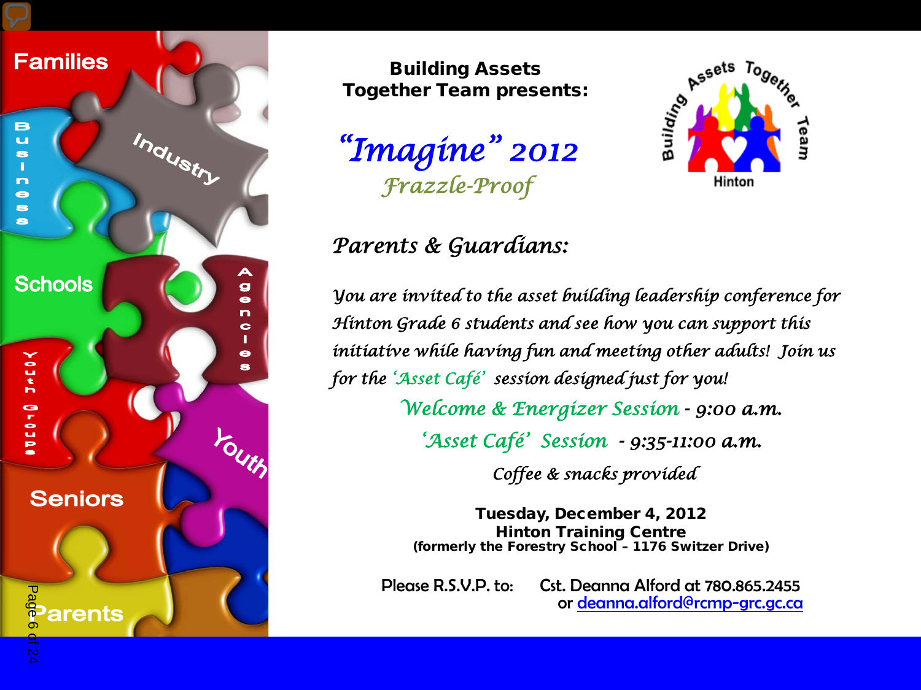**Building Assets Together Team presents:**

# *"Imagine" 2012*

## *Frazzle-Proof*

### *Parents & Guardians:*

*You are invited to the asset building leadership conference for Hinton Grade 6 students and see how you can support this initiative while having fun and meeting other adults! Join us for the 'Asset Café' session designed just for you!*

*Welcome & Energizer Session - 9:00 a.m.*

*'Asset Café' Session - 9:35-11:00 a.m.*

*Coffee & snacks provided*

**Tuesday, December 4, 2012**
**Hinton Training Centre**
**(formerly the Forestry School – 1176 Switzer Drive)**

Please R.S.V.P. to: Cst. Deanna Alford at 780.865.2455 or deanna.alford@rcmp-grc.gc.ca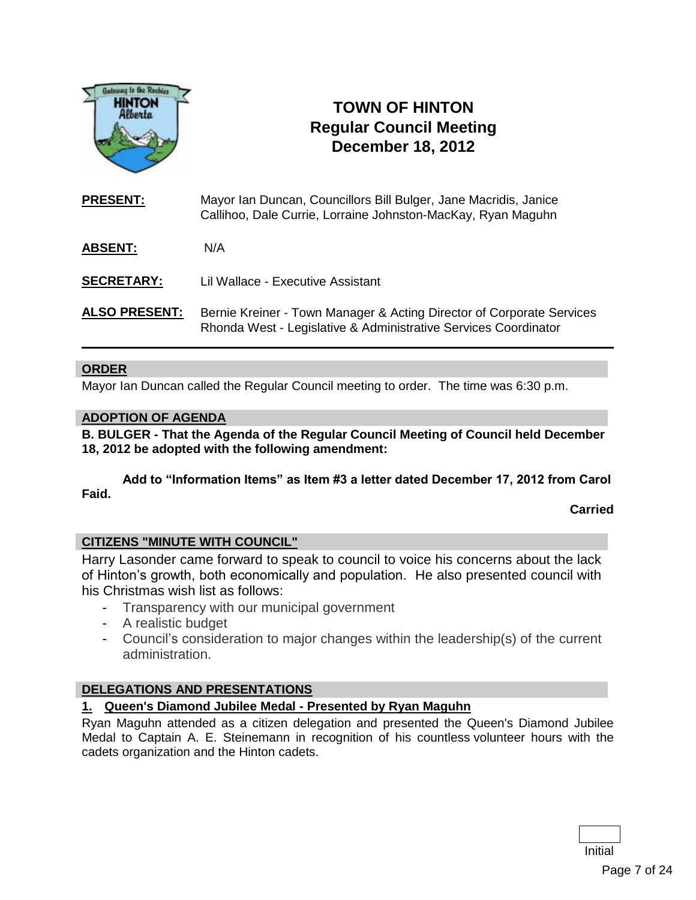# TOWN OF HINTON
## Regular Council Meeting
## December 18, 2012

**PRESENT:** Mayor Ian Duncan, Councillors Bill Bulger, Jane Macridis, Janice Callihoo, Dale Currie, Lorraine Johnston-MacKay, Ryan Maguhn

**ABSENT:** N/A

**SECRETARY:** Lil Wallace - Executive Assistant

**ALSO PRESENT:** Bernie Kreiner - Town Manager & Acting Director of Corporate Services
Rhonda West - Legislative & Administrative Services Coordinator

---

### ORDER

Mayor Ian Duncan called the Regular Council meeting to order. The time was 6:30 p.m.

### ADOPTION OF AGENDA

**B. BULGER - That the Agenda of the Regular Council Meeting of Council held December 18, 2012 be adopted with the following amendment:**

**Add to "Information Items" as Item #3 a letter dated December 17, 2012 from Carol Faid.**

**Carried**

### CITIZENS "MINUTE WITH COUNCIL"

Harry Lasonder came forward to speak to council to voice his concerns about the lack of Hinton's growth, both economically and population. He also presented council with his Christmas wish list as follows:

- Transparency with our municipal government
- A realistic budget
- Council's consideration to major changes within the leadership(s) of the current administration.

### DELEGATIONS AND PRESENTATIONS

**1. Queen's Diamond Jubilee Medal - Presented by Ryan Maguhn**

Ryan Maguhn attended as a citizen delegation and presented the Queen's Diamond Jubilee Medal to Captain A. E. Steinemann in recognition of his countless volunteer hours with the cadets organization and the Hinton cadets.

Initial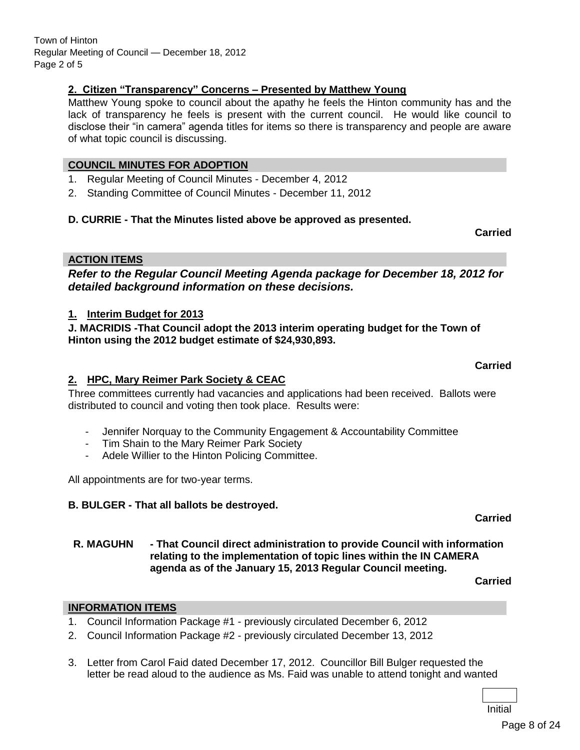**2. Citizen "Transparency" Concerns – Presented by Matthew Young**

Matthew Young spoke to council about the apathy he feels the Hinton community has and the lack of transparency he feels is present with the current council. He would like council to disclose their "in camera" agenda titles for items so there is transparency and people are aware of what topic council is discussing.

## COUNCIL MINUTES FOR ADOPTION

1. Regular Meeting of Council Minutes - December 4, 2012
2. Standing Committee of Council Minutes - December 11, 2012

**D. CURRIE - That the Minutes listed above be approved as presented.**

**Carried**

## ACTION ITEMS

***Refer to the Regular Council Meeting Agenda package for December 18, 2012 for detailed background information on these decisions.***

**1. Interim Budget for 2013**

**J. MACRIDIS -That Council adopt the 2013 interim operating budget for the Town of Hinton using the 2012 budget estimate of $24,930,893.**

**Carried**

**2. HPC, Mary Reimer Park Society & CEAC**

Three committees currently had vacancies and applications had been received. Ballots were distributed to council and voting then took place. Results were:

- Jennifer Norquay to the Community Engagement & Accountability Committee
- Tim Shain to the Mary Reimer Park Society
- Adele Willier to the Hinton Policing Committee.

All appointments are for two-year terms.

**B. BULGER - That all ballots be destroyed.**

**Carried**

**R. MAGUHN - That Council direct administration to provide Council with information relating to the implementation of topic lines within the IN CAMERA agenda as of the January 15, 2013 Regular Council meeting.**

**Carried**

## INFORMATION ITEMS

1. Council Information Package #1 - previously circulated December 6, 2012
2. Council Information Package #2 - previously circulated December 13, 2012
3. Letter from Carol Faid dated December 17, 2012. Councillor Bill Bulger requested the letter be read aloud to the audience as Ms. Faid was unable to attend tonight and wanted

Initial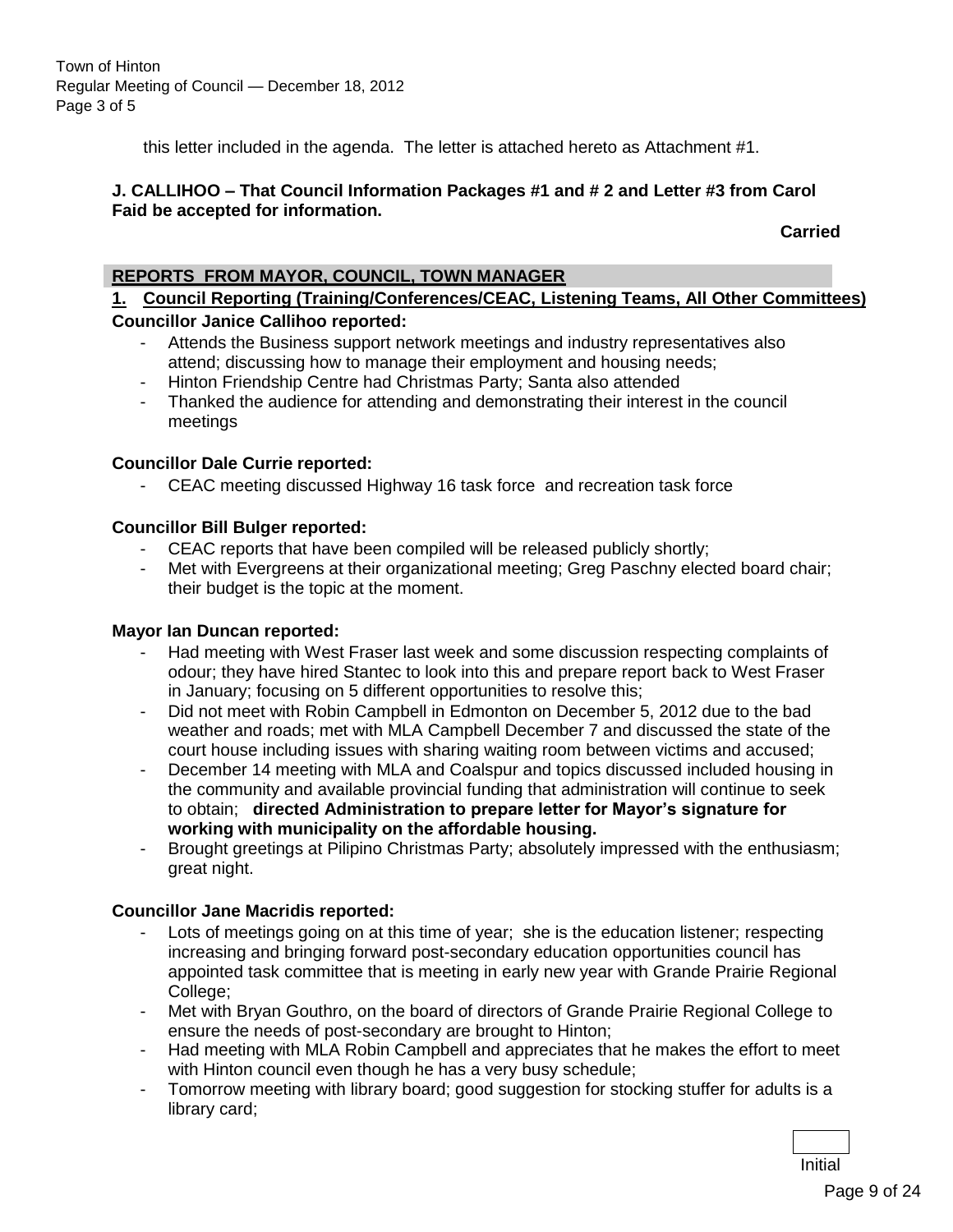this letter included in the agenda. The letter is attached hereto as Attachment #1.

**J. CALLIHOO – That Council Information Packages #1 and # 2 and Letter #3 from Carol Faid be accepted for information.**

**Carried**

## REPORTS FROM MAYOR, COUNCIL, TOWN MANAGER

### 1. Council Reporting (Training/Conferences/CEAC, Listening Teams, All Other Committees)

**Councillor Janice Callihoo reported:**

- Attends the Business support network meetings and industry representatives also attend; discussing how to manage their employment and housing needs;
- Hinton Friendship Centre had Christmas Party; Santa also attended
- Thanked the audience for attending and demonstrating their interest in the council meetings

**Councillor Dale Currie reported:**

- CEAC meeting discussed Highway 16 task force and recreation task force

**Councillor Bill Bulger reported:**

- CEAC reports that have been compiled will be released publicly shortly;
- Met with Evergreens at their organizational meeting; Greg Paschny elected board chair; their budget is the topic at the moment.

**Mayor Ian Duncan reported:**

- Had meeting with West Fraser last week and some discussion respecting complaints of odour; they have hired Stantec to look into this and prepare report back to West Fraser in January; focusing on 5 different opportunities to resolve this;
- Did not meet with Robin Campbell in Edmonton on December 5, 2012 due to the bad weather and roads; met with MLA Campbell December 7 and discussed the state of the court house including issues with sharing waiting room between victims and accused;
- December 14 meeting with MLA and Coalspur and topics discussed included housing in the community and available provincial funding that administration will continue to seek to obtain; **directed Administration to prepare letter for Mayor's signature for working with municipality on the affordable housing.**
- Brought greetings at Pilipino Christmas Party; absolutely impressed with the enthusiasm; great night.

**Councillor Jane Macridis reported:**

- Lots of meetings going on at this time of year; she is the education listener; respecting increasing and bringing forward post-secondary education opportunities council has appointed task committee that is meeting in early new year with Grande Prairie Regional College;
- Met with Bryan Gouthro, on the board of directors of Grande Prairie Regional College to ensure the needs of post-secondary are brought to Hinton;
- Had meeting with MLA Robin Campbell and appreciates that he makes the effort to meet with Hinton council even though he has a very busy schedule;
- Tomorrow meeting with library board; good suggestion for stocking stuffer for adults is a library card;

Initial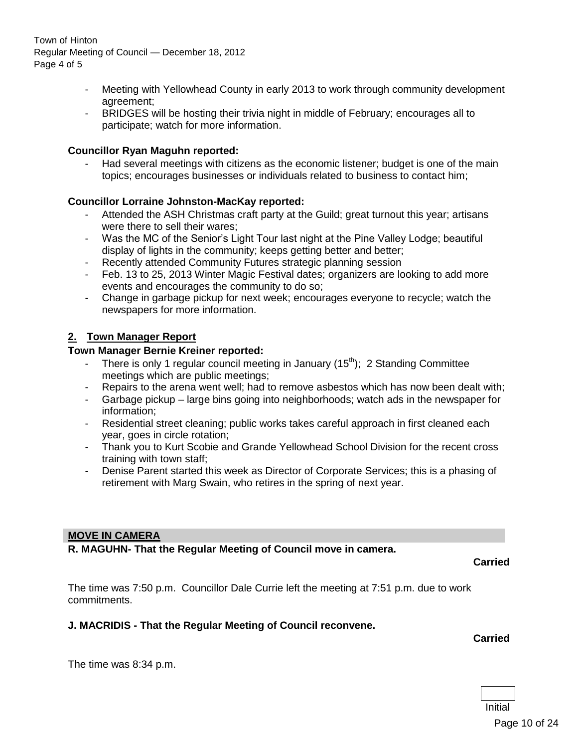- Meeting with Yellowhead County in early 2013 to work through community development agreement;
- BRIDGES will be hosting their trivia night in middle of February; encourages all to participate; watch for more information.

**Councillor Ryan Maguhn reported:**

- Had several meetings with citizens as the economic listener; budget is one of the main topics; encourages businesses or individuals related to business to contact him;

**Councillor Lorraine Johnston-MacKay reported:**

- Attended the ASH Christmas craft party at the Guild; great turnout this year; artisans were there to sell their wares;
- Was the MC of the Senior's Light Tour last night at the Pine Valley Lodge; beautiful display of lights in the community; keeps getting better and better;
- Recently attended Community Futures strategic planning session
- Feb. 13 to 25, 2013 Winter Magic Festival dates; organizers are looking to add more events and encourages the community to do so;
- Change in garbage pickup for next week; encourages everyone to recycle; watch the newspapers for more information.

## 2. Town Manager Report

**Town Manager Bernie Kreiner reported:**

- There is only 1 regular council meeting in January (15th); 2 Standing Committee meetings which are public meetings;
- Repairs to the arena went well; had to remove asbestos which has now been dealt with;
- Garbage pickup – large bins going into neighborhoods; watch ads in the newspaper for information;
- Residential street cleaning; public works takes careful approach in first cleaned each year, goes in circle rotation;
- Thank you to Kurt Scobie and Grande Yellowhead School Division for the recent cross training with town staff;
- Denise Parent started this week as Director of Corporate Services; this is a phasing of retirement with Marg Swain, who retires in the spring of next year.

## MOVE IN CAMERA

**R. MAGUHN- That the Regular Meeting of Council move in camera.**

**Carried**

The time was 7:50 p.m. Councillor Dale Currie left the meeting at 7:51 p.m. due to work commitments.

**J. MACRIDIS - That the Regular Meeting of Council reconvene.**

**Carried**

The time was 8:34 p.m.

Initial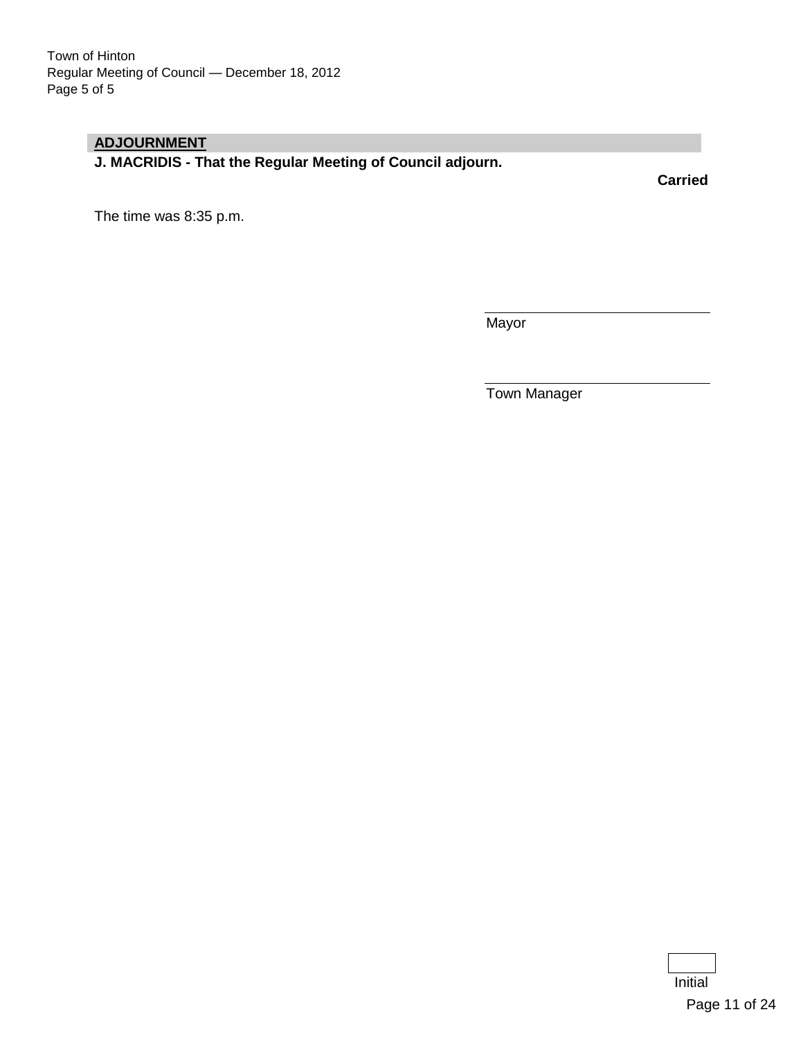## ADJOURNMENT

**J. MACRIDIS - That the Regular Meeting of Council adjourn.**

**Carried**

The time was 8:35 p.m.

Mayor

Town Manager

Initial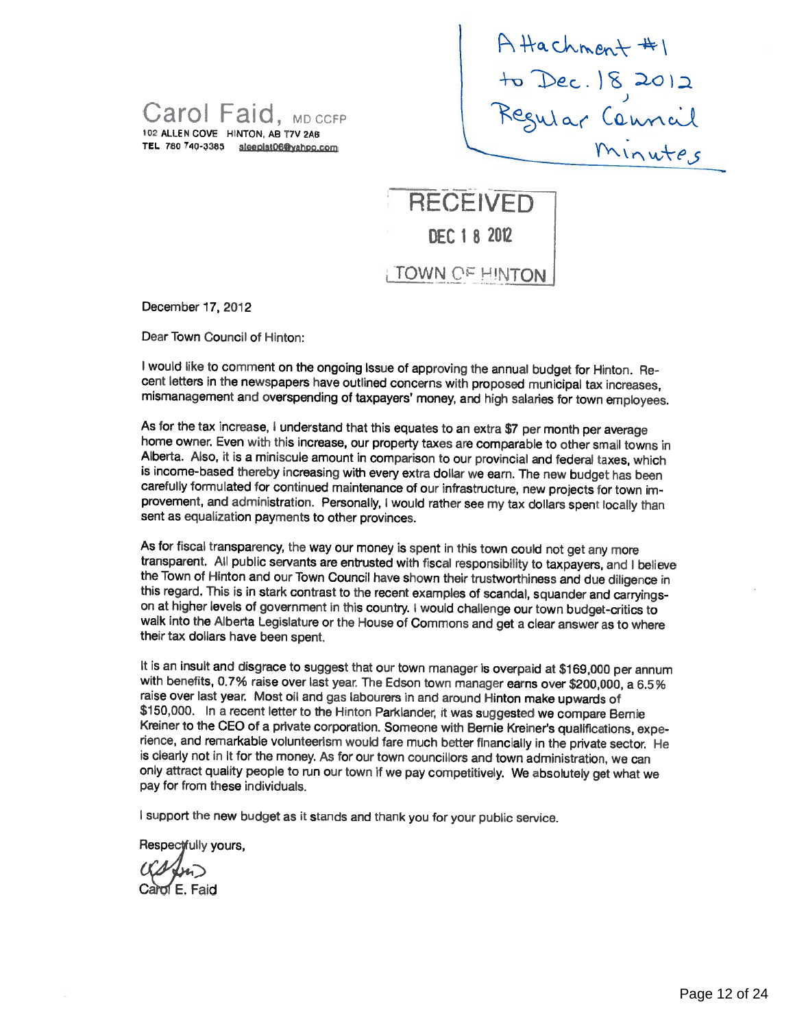Attachment #1 to Dec. 18, 2012 Regular Council Minutes

Carol Faid, MD CCFP
102 ALLEN COVE HINTON, AB T7V 2A6
TEL 780 740-3385 sleepist06@yahoo.com

RECEIVED
DEC 1 8 2012
TOWN OF HINTON

December 17, 2012

Dear Town Council of Hinton:

I would like to comment on the ongoing issue of approving the annual budget for Hinton. Recent letters in the newspapers have outlined concerns with proposed municipal tax increases, mismanagement and overspending of taxpayers' money, and high salaries for town employees.

As for the tax increase, I understand that this equates to an extra $7 per month per average home owner. Even with this increase, our property taxes are comparable to other small towns in Alberta. Also, it is a miniscule amount in comparison to our provincial and federal taxes, which is income-based thereby increasing with every extra dollar we earn. The new budget has been carefully formulated for continued maintenance of our infrastructure, new projects for town improvement, and administration. Personally, I would rather see my tax dollars spent locally than sent as equalization payments to other provinces.

As for fiscal transparency, the way our money is spent in this town could not get any more transparent. All public servants are entrusted with fiscal responsibility to taxpayers, and I believe the Town of Hinton and our Town Council have shown their trustworthiness and due diligence in this regard. This is in stark contrast to the recent examples of scandal, squander and carryings-on at higher levels of government in this country. I would challenge our town budget-critics to walk into the Alberta Legislature or the House of Commons and get a clear answer as to where their tax dollars have been spent.

It is an insult and disgrace to suggest that our town manager is overpaid at $169,000 per annum with benefits, 0.7% raise over last year. The Edson town manager earns over $200,000, a 6.5% raise over last year. Most oil and gas labourers in and around Hinton make upwards of $150,000. In a recent letter to the Hinton Parklander, it was suggested we compare Bernie Kreiner to the CEO of a private corporation. Someone with Bernie Kreiner's qualifications, experience, and remarkable volunteerism would fare much better financially in the private sector. He is clearly not in it for the money. As for our town councillors and town administration, we can only attract quality people to run our town if we pay competitively. We absolutely get what we pay for from these individuals.

I support the new budget as it stands and thank you for your public service.

Respectfully yours,

Carol E. Faid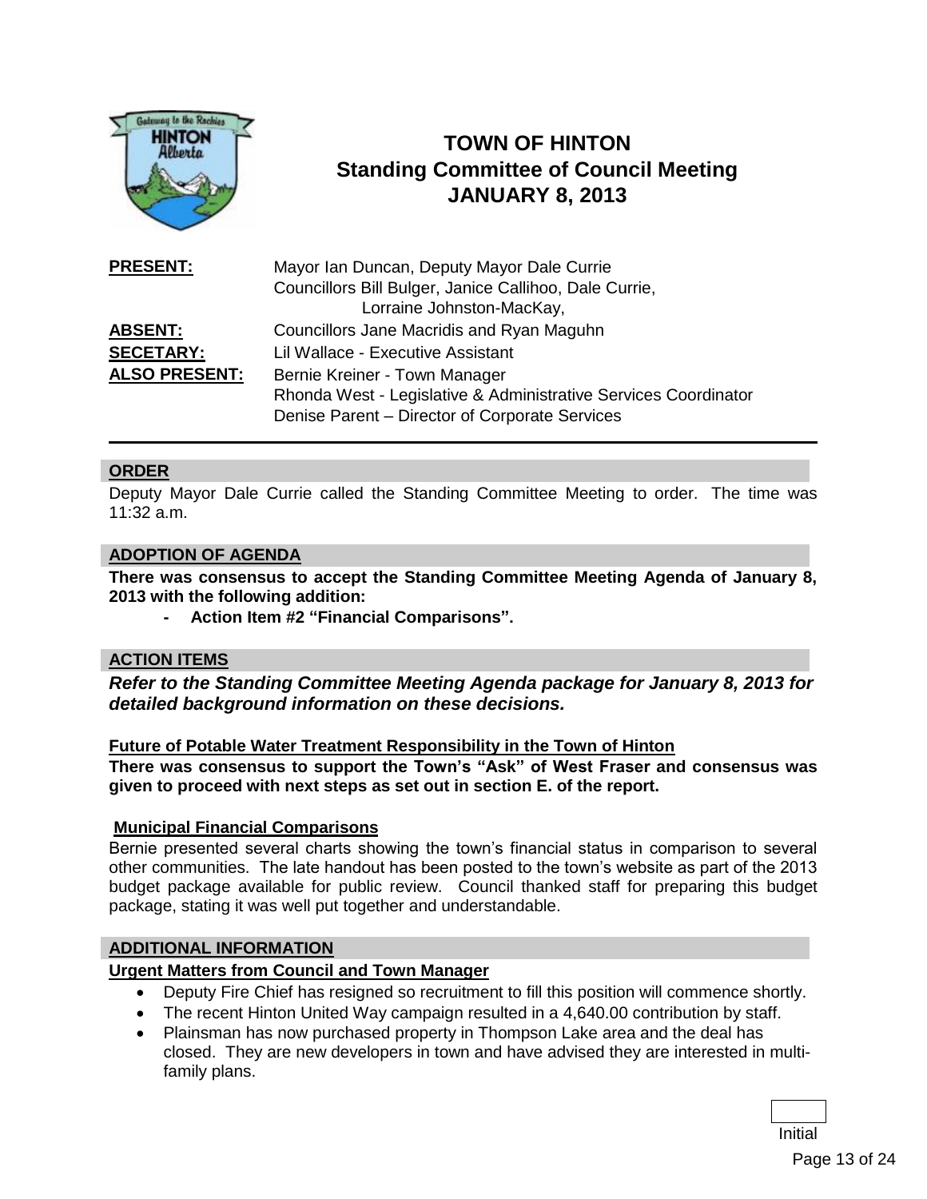# TOWN OF HINTON
## Standing Committee of Council Meeting
## JANUARY 8, 2013

| | |
|---|---|
| **PRESENT:** | Mayor Ian Duncan, Deputy Mayor Dale Currie<br>Councillors Bill Bulger, Janice Callihoo, Dale Currie,<br>Lorraine Johnston-MacKay, |
| **ABSENT:** | Councillors Jane Macridis and Ryan Maguhn |
| **SECETARY:** | Lil Wallace - Executive Assistant |
| **ALSO PRESENT:** | Bernie Kreiner - Town Manager<br>Rhonda West - Legislative & Administrative Services Coordinator<br>Denise Parent – Director of Corporate Services |

## ORDER

Deputy Mayor Dale Currie called the Standing Committee Meeting to order. The time was 11:32 a.m.

## ADOPTION OF AGENDA

**There was consensus to accept the Standing Committee Meeting Agenda of January 8, 2013 with the following addition:**

- **Action Item #2 "Financial Comparisons".**

## ACTION ITEMS

***Refer to the Standing Committee Meeting Agenda package for January 8, 2013 for detailed background information on these decisions.***

### Future of Potable Water Treatment Responsibility in the Town of Hinton

**There was consensus to support the Town's "Ask" of West Fraser and consensus was given to proceed with next steps as set out in section E. of the report.**

### Municipal Financial Comparisons

Bernie presented several charts showing the town's financial status in comparison to several other communities. The late handout has been posted to the town's website as part of the 2013 budget package available for public review. Council thanked staff for preparing this budget package, stating it was well put together and understandable.

## ADDITIONAL INFORMATION

### Urgent Matters from Council and Town Manager

- Deputy Fire Chief has resigned so recruitment to fill this position will commence shortly.
- The recent Hinton United Way campaign resulted in a 4,640.00 contribution by staff.
- Plainsman has now purchased property in Thompson Lake area and the deal has closed. They are new developers in town and have advised they are interested in multi-family plans.

Initial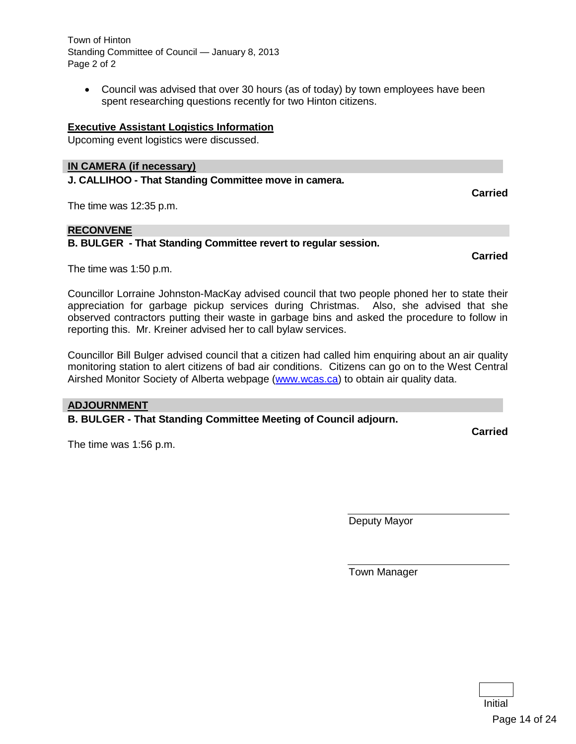- Council was advised that over 30 hours (as of today) by town employees have been spent researching questions recently for two Hinton citizens.

**Executive Assistant Logistics Information**

Upcoming event logistics were discussed.

## IN CAMERA (if necessary)

**J. CALLIHOO - That Standing Committee move in camera.**

**Carried**

The time was 12:35 p.m.

## RECONVENE

**B. BULGER - That Standing Committee revert to regular session.**

**Carried**

The time was 1:50 p.m.

Councillor Lorraine Johnston-MacKay advised council that two people phoned her to state their appreciation for garbage pickup services during Christmas. Also, she advised that she observed contractors putting their waste in garbage bins and asked the procedure to follow in reporting this. Mr. Kreiner advised her to call bylaw services.

Councillor Bill Bulger advised council that a citizen had called him enquiring about an air quality monitoring station to alert citizens of bad air conditions. Citizens can go on to the West Central Airshed Monitor Society of Alberta webpage (www.wcas.ca) to obtain air quality data.

## ADJOURNMENT

**B. BULGER - That Standing Committee Meeting of Council adjourn.**

**Carried**

The time was 1:56 p.m.

\_\_\_\_\_\_\_\_\_\_\_\_\_\_\_\_\_\_\_\_\_\_\_\_\_\_\_\_
Deputy Mayor

\_\_\_\_\_\_\_\_\_\_\_\_\_\_\_\_\_\_\_\_\_\_\_\_\_\_\_\_
Town Manager

Initial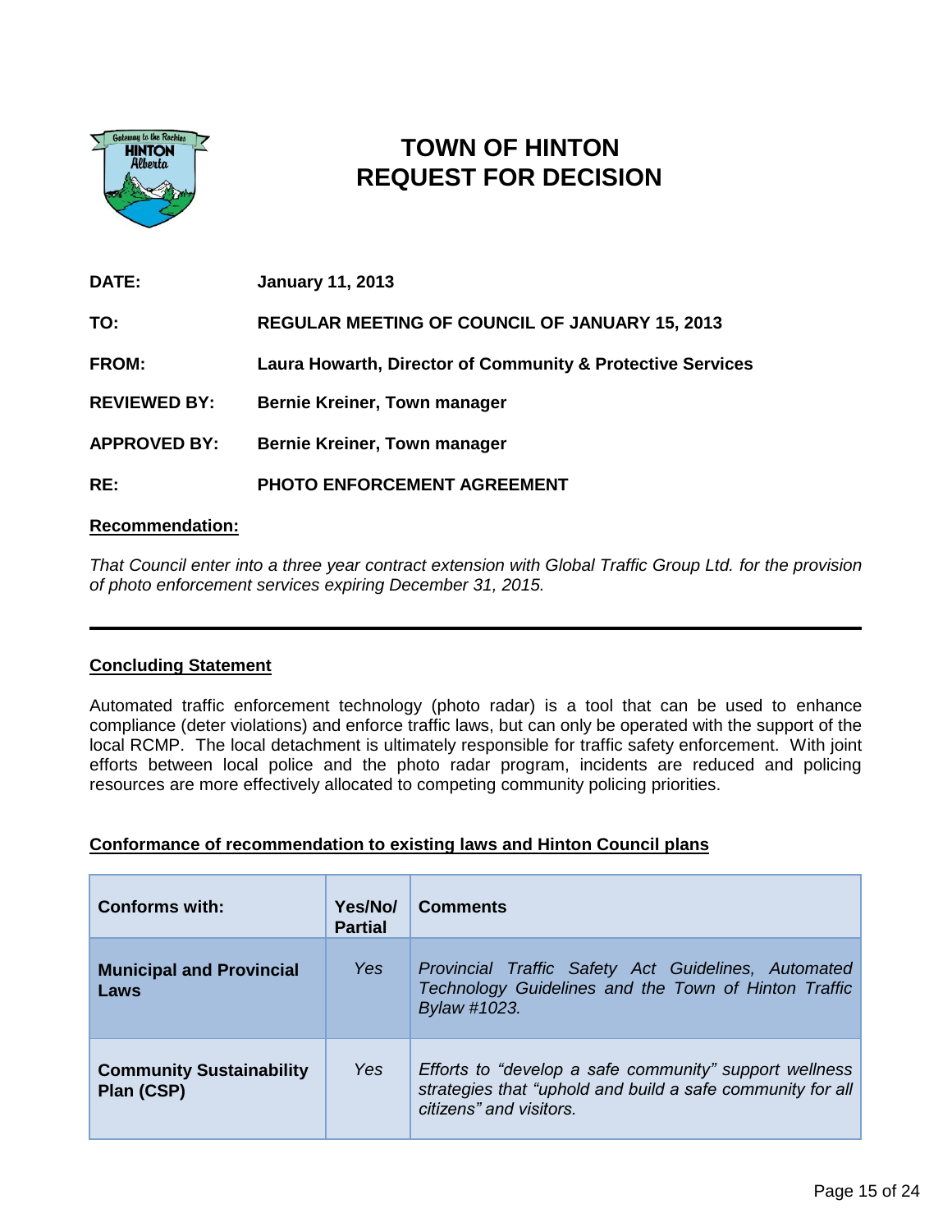# TOWN OF HINTON
# REQUEST FOR DECISION

**DATE:** **January 11, 2013**

**TO:** **REGULAR MEETING OF COUNCIL OF JANUARY 15, 2013**

**FROM:** **Laura Howarth, Director of Community & Protective Services**

**REVIEWED BY:** **Bernie Kreiner, Town manager**

**APPROVED BY:** **Bernie Kreiner, Town manager**

**RE:** **PHOTO ENFORCEMENT AGREEMENT**

**Recommendation:**

*That Council enter into a three year contract extension with Global Traffic Group Ltd. for the provision of photo enforcement services expiring December 31, 2015.*

---

**Concluding Statement**

Automated traffic enforcement technology (photo radar) is a tool that can be used to enhance compliance (deter violations) and enforce traffic laws, but can only be operated with the support of the local RCMP. The local detachment is ultimately responsible for traffic safety enforcement. With joint efforts between local police and the photo radar program, incidents are reduced and policing resources are more effectively allocated to competing community policing priorities.

**Conformance of recommendation to existing laws and Hinton Council plans**

| Conforms with: | Yes/No/ Partial | Comments |
|---|---|---|
| **Municipal and Provincial Laws** | *Yes* | *Provincial Traffic Safety Act Guidelines, Automated Technology Guidelines and the Town of Hinton Traffic Bylaw #1023.* |
| **Community Sustainability Plan (CSP)** | *Yes* | *Efforts to "develop a safe community" support wellness strategies that "uphold and build a safe community for all citizens" and visitors.* |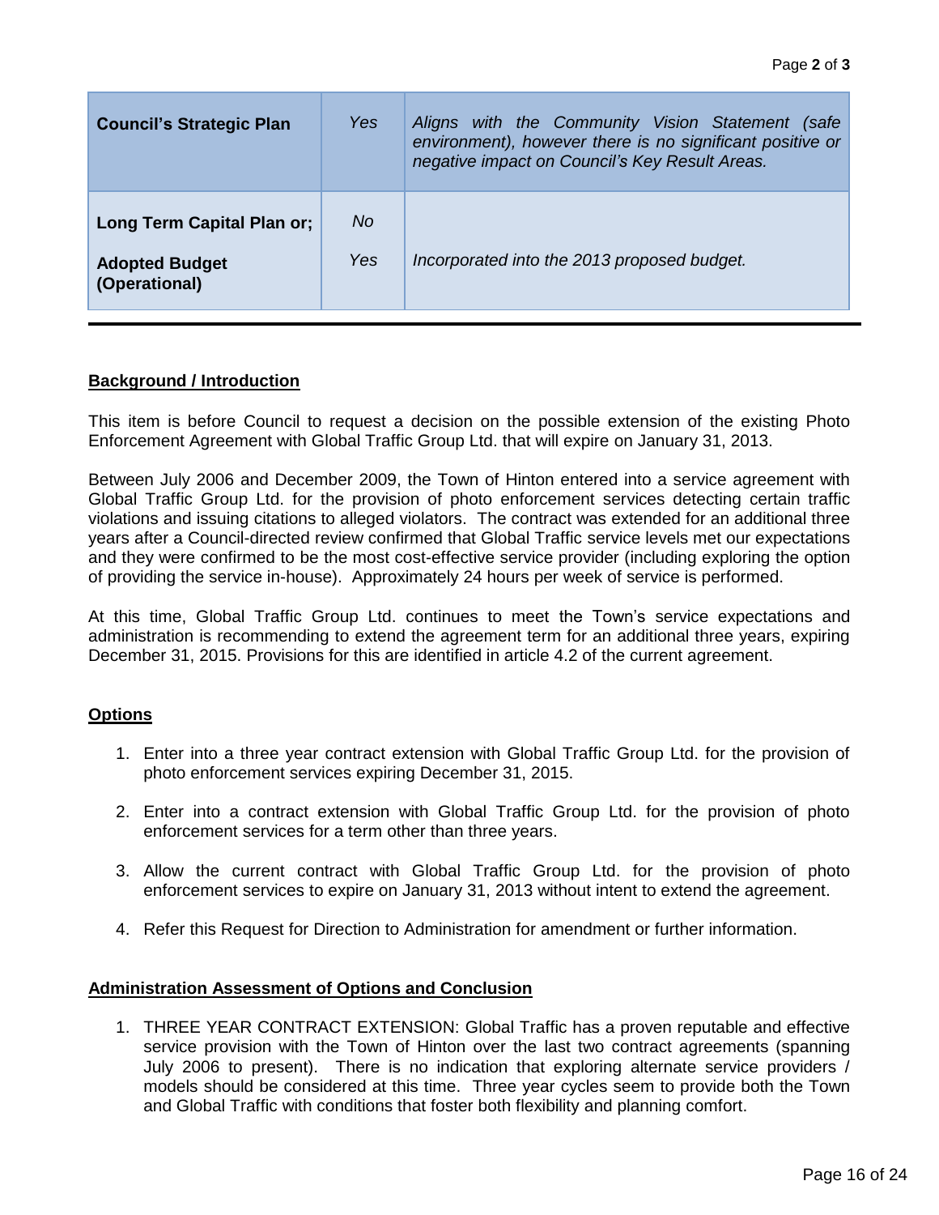| | | |
|---|---|---|
| **Council's Strategic Plan** | *Yes* | *Aligns with the Community Vision Statement (safe environment), however there is no significant positive or negative impact on Council's Key Result Areas.* |
| **Long Term Capital Plan or;** | *No* | |
| **Adopted Budget (Operational)** | *Yes* | *Incorporated into the 2013 proposed budget.* |

## Background / Introduction

This item is before Council to request a decision on the possible extension of the existing Photo Enforcement Agreement with Global Traffic Group Ltd. that will expire on January 31, 2013.

Between July 2006 and December 2009, the Town of Hinton entered into a service agreement with Global Traffic Group Ltd. for the provision of photo enforcement services detecting certain traffic violations and issuing citations to alleged violators. The contract was extended for an additional three years after a Council-directed review confirmed that Global Traffic service levels met our expectations and they were confirmed to be the most cost-effective service provider (including exploring the option of providing the service in-house). Approximately 24 hours per week of service is performed.

At this time, Global Traffic Group Ltd. continues to meet the Town's service expectations and administration is recommending to extend the agreement term for an additional three years, expiring December 31, 2015. Provisions for this are identified in article 4.2 of the current agreement.

## Options

1. Enter into a three year contract extension with Global Traffic Group Ltd. for the provision of photo enforcement services expiring December 31, 2015.
2. Enter into a contract extension with Global Traffic Group Ltd. for the provision of photo enforcement services for a term other than three years.
3. Allow the current contract with Global Traffic Group Ltd. for the provision of photo enforcement services to expire on January 31, 2013 without intent to extend the agreement.
4. Refer this Request for Direction to Administration for amendment or further information.

## Administration Assessment of Options and Conclusion

1. THREE YEAR CONTRACT EXTENSION: Global Traffic has a proven reputable and effective service provision with the Town of Hinton over the last two contract agreements (spanning July 2006 to present). There is no indication that exploring alternate service providers / models should be considered at this time. Three year cycles seem to provide both the Town and Global Traffic with conditions that foster both flexibility and planning comfort.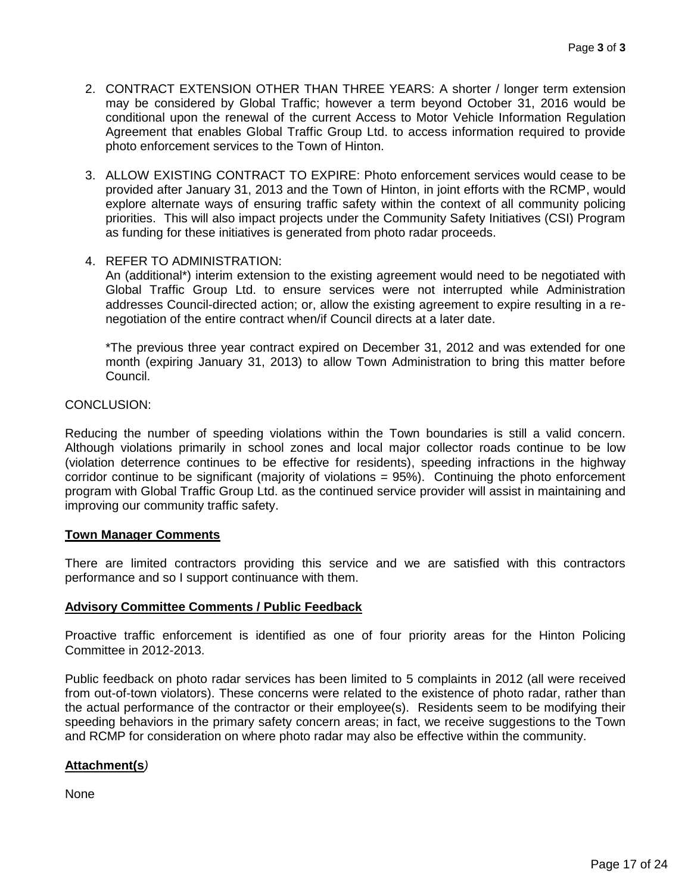2. CONTRACT EXTENSION OTHER THAN THREE YEARS: A shorter / longer term extension may be considered by Global Traffic; however a term beyond October 31, 2016 would be conditional upon the renewal of the current Access to Motor Vehicle Information Regulation Agreement that enables Global Traffic Group Ltd. to access information required to provide photo enforcement services to the Town of Hinton.

3. ALLOW EXISTING CONTRACT TO EXPIRE: Photo enforcement services would cease to be provided after January 31, 2013 and the Town of Hinton, in joint efforts with the RCMP, would explore alternate ways of ensuring traffic safety within the context of all community policing priorities. This will also impact projects under the Community Safety Initiatives (CSI) Program as funding for these initiatives is generated from photo radar proceeds.

4. REFER TO ADMINISTRATION:
   An (additional*) interim extension to the existing agreement would need to be negotiated with Global Traffic Group Ltd. to ensure services were not interrupted while Administration addresses Council-directed action; or, allow the existing agreement to expire resulting in a re-negotiation of the entire contract when/if Council directs at a later date.

   *The previous three year contract expired on December 31, 2012 and was extended for one month (expiring January 31, 2013) to allow Town Administration to bring this matter before Council.

CONCLUSION:

Reducing the number of speeding violations within the Town boundaries is still a valid concern. Although violations primarily in school zones and local major collector roads continue to be low (violation deterrence continues to be effective for residents), speeding infractions in the highway corridor continue to be significant (majority of violations = 95%). Continuing the photo enforcement program with Global Traffic Group Ltd. as the continued service provider will assist in maintaining and improving our community traffic safety.

**Town Manager Comments**

There are limited contractors providing this service and we are satisfied with this contractors performance and so I support continuance with them.

**Advisory Committee Comments / Public Feedback**

Proactive traffic enforcement is identified as one of four priority areas for the Hinton Policing Committee in 2012-2013.

Public feedback on photo radar services has been limited to 5 complaints in 2012 (all were received from out-of-town violators). These concerns were related to the existence of photo radar, rather than the actual performance of the contractor or their employee(s). Residents seem to be modifying their speeding behaviors in the primary safety concern areas; in fact, we receive suggestions to the Town and RCMP for consideration on where photo radar may also be effective within the community.

**Attachment(s)**

None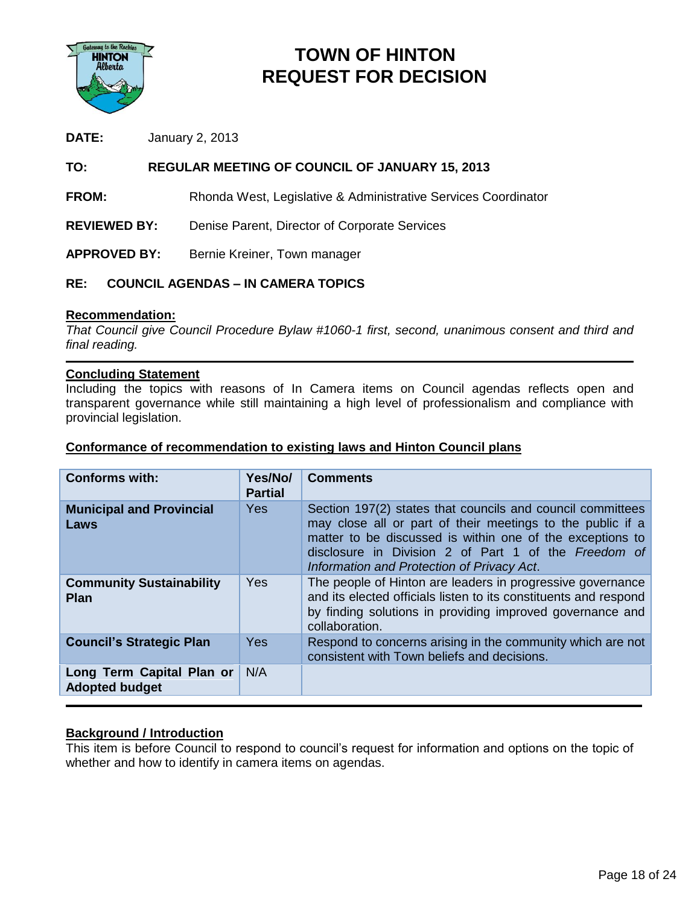# TOWN OF HINTON
# REQUEST FOR DECISION

**DATE:** January 2, 2013

**TO:** **REGULAR MEETING OF COUNCIL OF JANUARY 15, 2013**

**FROM:** Rhonda West, Legislative & Administrative Services Coordinator

**REVIEWED BY:** Denise Parent, Director of Corporate Services

**APPROVED BY:** Bernie Kreiner, Town manager

**RE: COUNCIL AGENDAS – IN CAMERA TOPICS**

## Recommendation:

*That Council give Council Procedure Bylaw #1060-1 first, second, unanimous consent and third and final reading.*

## Concluding Statement

Including the topics with reasons of In Camera items on Council agendas reflects open and transparent governance while still maintaining a high level of professionalism and compliance with provincial legislation.

## Conformance of recommendation to existing laws and Hinton Council plans

| Conforms with: | Yes/No/ Partial | Comments |
|---|---|---|
| **Municipal and Provincial Laws** | Yes | Section 197(2) states that councils and council committees may close all or part of their meetings to the public if a matter to be discussed is within one of the exceptions to disclosure in Division 2 of Part 1 of the *Freedom of Information and Protection of Privacy Act*. |
| **Community Sustainability Plan** | Yes | The people of Hinton are leaders in progressive governance and its elected officials listen to its constituents and respond by finding solutions in providing improved governance and collaboration. |
| **Council's Strategic Plan** | Yes | Respond to concerns arising in the community which are not consistent with Town beliefs and decisions. |
| **Long Term Capital Plan or Adopted budget** | N/A | |

## Background / Introduction

This item is before Council to respond to council's request for information and options on the topic of whether and how to identify in camera items on agendas.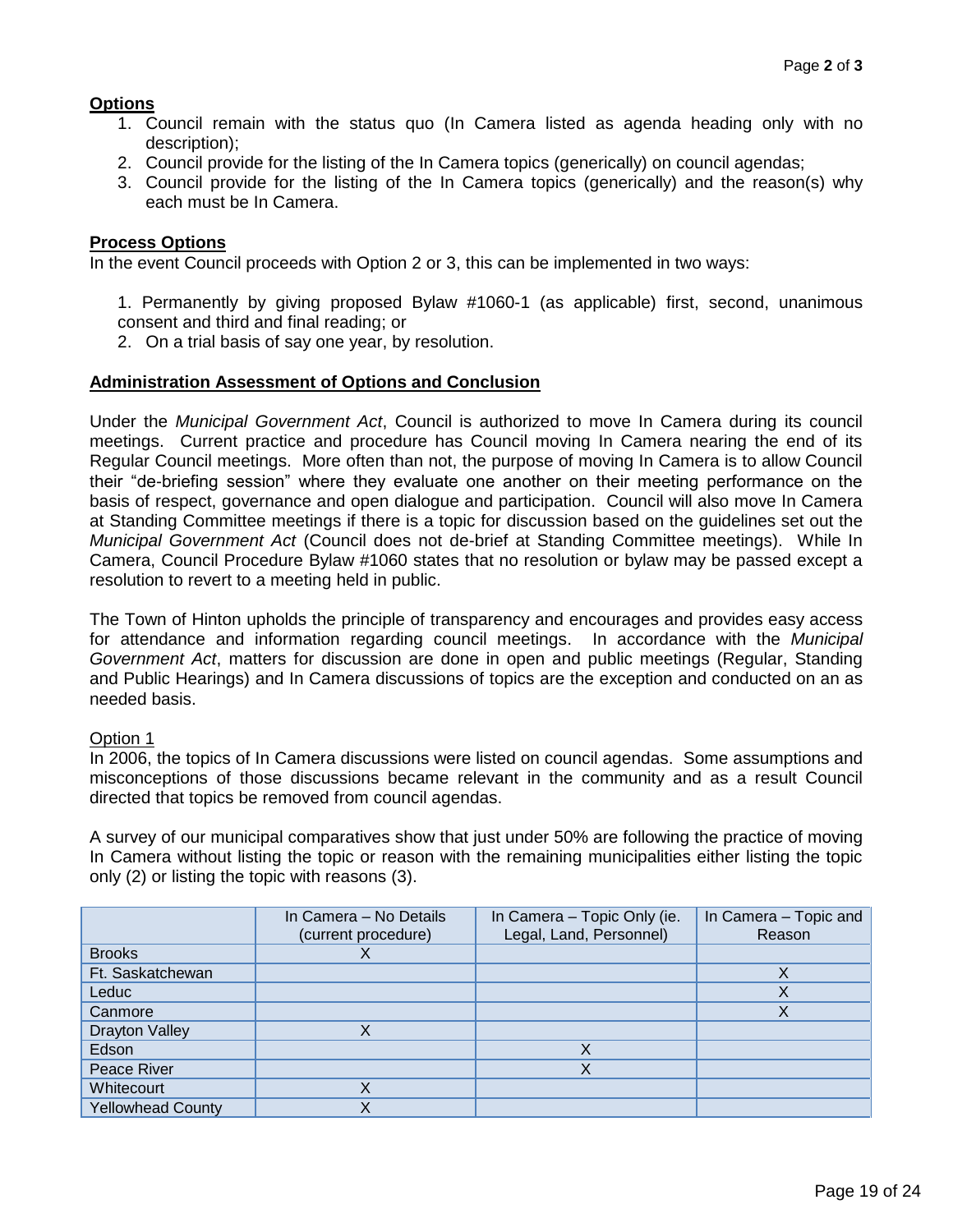**Options**

1. Council remain with the status quo (In Camera listed as agenda heading only with no description);
2. Council provide for the listing of the In Camera topics (generically) on council agendas;
3. Council provide for the listing of the In Camera topics (generically) and the reason(s) why each must be In Camera.

**Process Options**

In the event Council proceeds with Option 2 or 3, this can be implemented in two ways:

1. Permanently by giving proposed Bylaw #1060-1 (as applicable) first, second, unanimous consent and third and final reading; or
2. On a trial basis of say one year, by resolution.

**Administration Assessment of Options and Conclusion**

Under the *Municipal Government Act*, Council is authorized to move In Camera during its council meetings. Current practice and procedure has Council moving In Camera nearing the end of its Regular Council meetings. More often than not, the purpose of moving In Camera is to allow Council their "de-briefing session" where they evaluate one another on their meeting performance on the basis of respect, governance and open dialogue and participation. Council will also move In Camera at Standing Committee meetings if there is a topic for discussion based on the guidelines set out the *Municipal Government Act* (Council does not de-brief at Standing Committee meetings). While In Camera, Council Procedure Bylaw #1060 states that no resolution or bylaw may be passed except a resolution to revert to a meeting held in public.

The Town of Hinton upholds the principle of transparency and encourages and provides easy access for attendance and information regarding council meetings. In accordance with the *Municipal Government Act*, matters for discussion are done in open and public meetings (Regular, Standing and Public Hearings) and In Camera discussions of topics are the exception and conducted on an as needed basis.

Option 1

In 2006, the topics of In Camera discussions were listed on council agendas. Some assumptions and misconceptions of those discussions became relevant in the community and as a result Council directed that topics be removed from council agendas.

A survey of our municipal comparatives show that just under 50% are following the practice of moving In Camera without listing the topic or reason with the remaining municipalities either listing the topic only (2) or listing the topic with reasons (3).

| | In Camera – No Details (current procedure) | In Camera – Topic Only (ie. Legal, Land, Personnel) | In Camera – Topic and Reason |
|---|---|---|---|
| Brooks | X | | |
| Ft. Saskatchewan | | | X |
| Leduc | | | X |
| Canmore | | | X |
| Drayton Valley | X | | |
| Edson | | X | |
| Peace River | | X | |
| Whitecourt | X | | |
| Yellowhead County | X | | |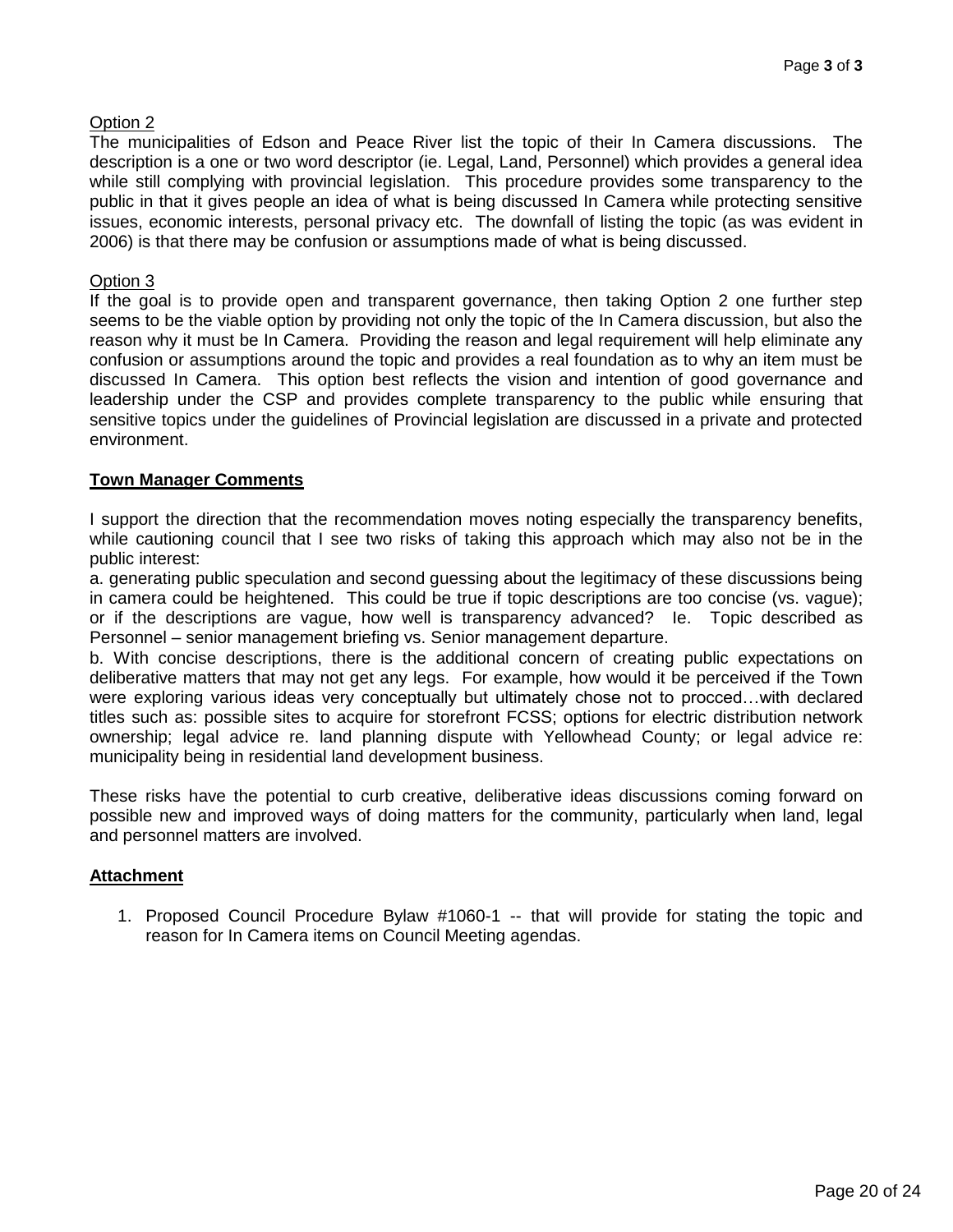Option 2

The municipalities of Edson and Peace River list the topic of their In Camera discussions. The description is a one or two word descriptor (ie. Legal, Land, Personnel) which provides a general idea while still complying with provincial legislation. This procedure provides some transparency to the public in that it gives people an idea of what is being discussed In Camera while protecting sensitive issues, economic interests, personal privacy etc. The downfall of listing the topic (as was evident in 2006) is that there may be confusion or assumptions made of what is being discussed.

Option 3

If the goal is to provide open and transparent governance, then taking Option 2 one further step seems to be the viable option by providing not only the topic of the In Camera discussion, but also the reason why it must be In Camera. Providing the reason and legal requirement will help eliminate any confusion or assumptions around the topic and provides a real foundation as to why an item must be discussed In Camera. This option best reflects the vision and intention of good governance and leadership under the CSP and provides complete transparency to the public while ensuring that sensitive topics under the guidelines of Provincial legislation are discussed in a private and protected environment.

**Town Manager Comments**

I support the direction that the recommendation moves noting especially the transparency benefits, while cautioning council that I see two risks of taking this approach which may also not be in the public interest:

a. generating public speculation and second guessing about the legitimacy of these discussions being in camera could be heightened. This could be true if topic descriptions are too concise (vs. vague); or if the descriptions are vague, how well is transparency advanced? Ie. Topic described as Personnel – senior management briefing vs. Senior management departure.

b. With concise descriptions, there is the additional concern of creating public expectations on deliberative matters that may not get any legs. For example, how would it be perceived if the Town were exploring various ideas very conceptually but ultimately chose not to procced…with declared titles such as: possible sites to acquire for storefront FCSS; options for electric distribution network ownership; legal advice re. land planning dispute with Yellowhead County; or legal advice re: municipality being in residential land development business.

These risks have the potential to curb creative, deliberative ideas discussions coming forward on possible new and improved ways of doing matters for the community, particularly when land, legal and personnel matters are involved.

**Attachment**

1. Proposed Council Procedure Bylaw #1060-1 -- that will provide for stating the topic and reason for In Camera items on Council Meeting agendas.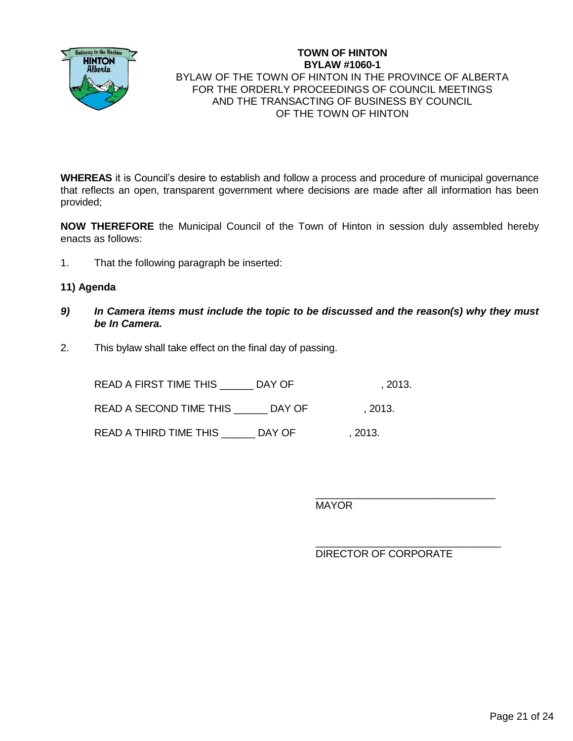**TOWN OF HINTON**
**BYLAW #1060-1**
BYLAW OF THE TOWN OF HINTON IN THE PROVINCE OF ALBERTA
FOR THE ORDERLY PROCEEDINGS OF COUNCIL MEETINGS
AND THE TRANSACTING OF BUSINESS BY COUNCIL
OF THE TOWN OF HINTON

**WHEREAS** it is Council's desire to establish and follow a process and procedure of municipal governance that reflects an open, transparent government where decisions are made after all information has been provided;

**NOW THEREFORE** the Municipal Council of the Town of Hinton in session duly assembled hereby enacts as follows:

1. That the following paragraph be inserted:

**11) Agenda**

***9) In Camera items must include the topic to be discussed and the reason(s) why they must be In Camera.***

2. This bylaw shall take effect on the final day of passing.

READ A FIRST TIME THIS ______ DAY OF , 2013.

READ A SECOND TIME THIS ______ DAY OF , 2013.

READ A THIRD TIME THIS ______ DAY OF , 2013.

________________________________
MAYOR

________________________________
DIRECTOR OF CORPORATE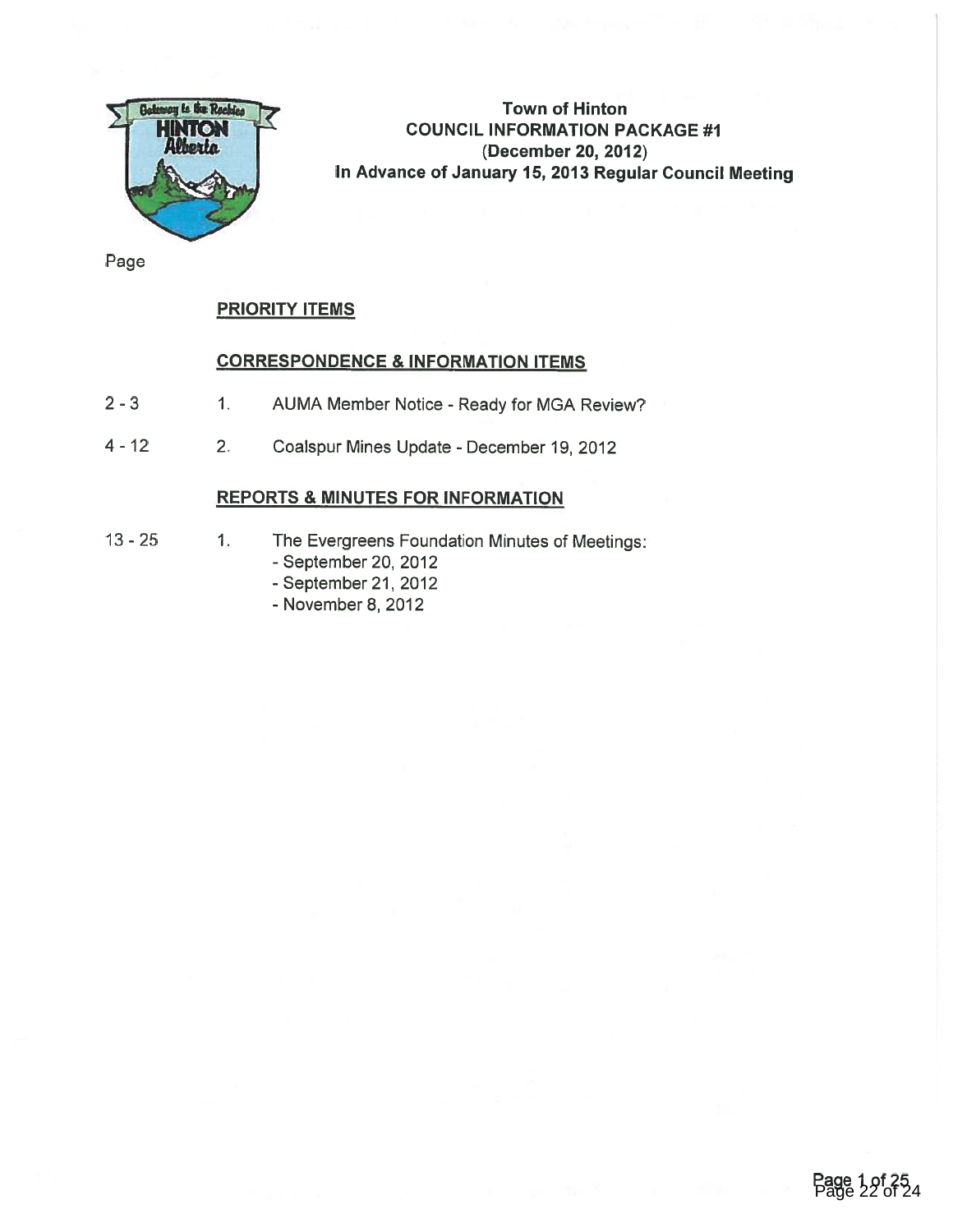**Town of Hinton**
**COUNCIL INFORMATION PACKAGE #1**
**(December 20, 2012)**
**In Advance of January 15, 2013 Regular Council Meeting**

Page

**PRIORITY ITEMS**

**CORRESPONDENCE & INFORMATION ITEMS**

| Page | | |
|---|---|---|
| 2 - 3 | 1. | AUMA Member Notice - Ready for MGA Review? |
| 4 - 12 | 2. | Coalspur Mines Update - December 19, 2012 |

**REPORTS & MINUTES FOR INFORMATION**

| Page | | |
|---|---|---|
| 13 - 25 | 1. | The Evergreens Foundation Minutes of Meetings:<br>- September 20, 2012<br>- September 21, 2012<br>- November 8, 2012 |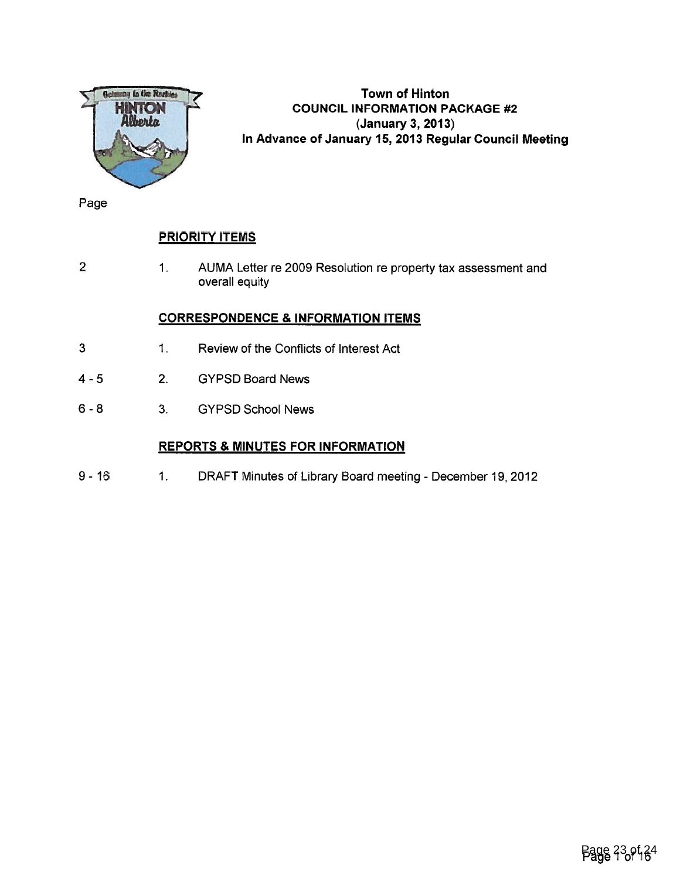**Town of Hinton**
**COUNCIL INFORMATION PACKAGE #2**
**(January 3, 2013)**
**In Advance of January 15, 2013 Regular Council Meeting**

| Page | | |
|---|---|---|
| | | **PRIORITY ITEMS** |
| 2 | 1. | AUMA Letter re 2009 Resolution re property tax assessment and overall equity |
| | | **CORRESPONDENCE & INFORMATION ITEMS** |
| 3 | 1. | Review of the Conflicts of Interest Act |
| 4 - 5 | 2. | GYPSD Board News |
| 6 - 8 | 3. | GYPSD School News |
| | | **REPORTS & MINUTES FOR INFORMATION** |
| 9 - 16 | 1. | DRAFT Minutes of Library Board meeting - December 19, 2012 |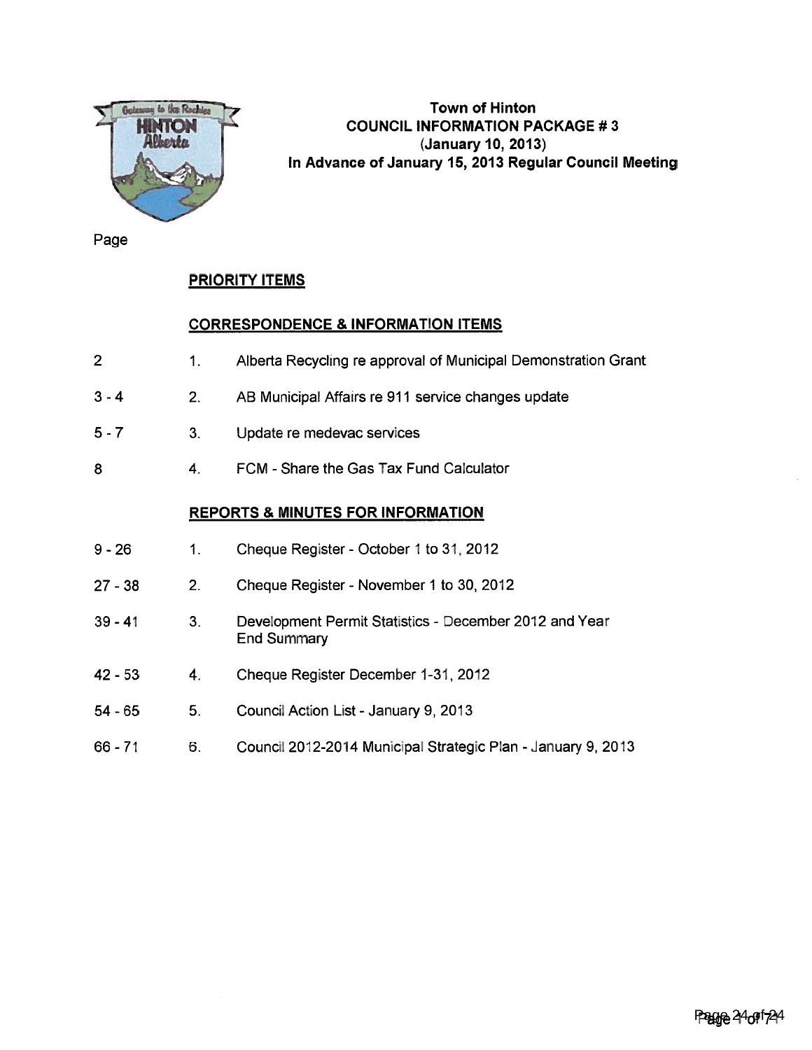**Town of Hinton**
**COUNCIL INFORMATION PACKAGE # 3**
**(January 10, 2013)**
**In Advance of January 15, 2013 Regular Council Meeting**

Page

## PRIORITY ITEMS

## CORRESPONDENCE & INFORMATION ITEMS

| | | |
|---|---|---|
| 2 | 1. | Alberta Recycling re approval of Municipal Demonstration Grant |
| 3 - 4 | 2. | AB Municipal Affairs re 911 service changes update |
| 5 - 7 | 3. | Update re medevac services |
| 8 | 4. | FCM - Share the Gas Tax Fund Calculator |

## REPORTS & MINUTES FOR INFORMATION

| | | |
|---|---|---|
| 9 - 26 | 1. | Cheque Register - October 1 to 31, 2012 |
| 27 - 38 | 2. | Cheque Register - November 1 to 30, 2012 |
| 39 - 41 | 3. | Development Permit Statistics - December 2012 and Year End Summary |
| 42 - 53 | 4. | Cheque Register December 1-31, 2012 |
| 54 - 65 | 5. | Council Action List - January 9, 2013 |
| 66 - 71 | 6. | Council 2012-2014 Municipal Strategic Plan - January 9, 2013 |